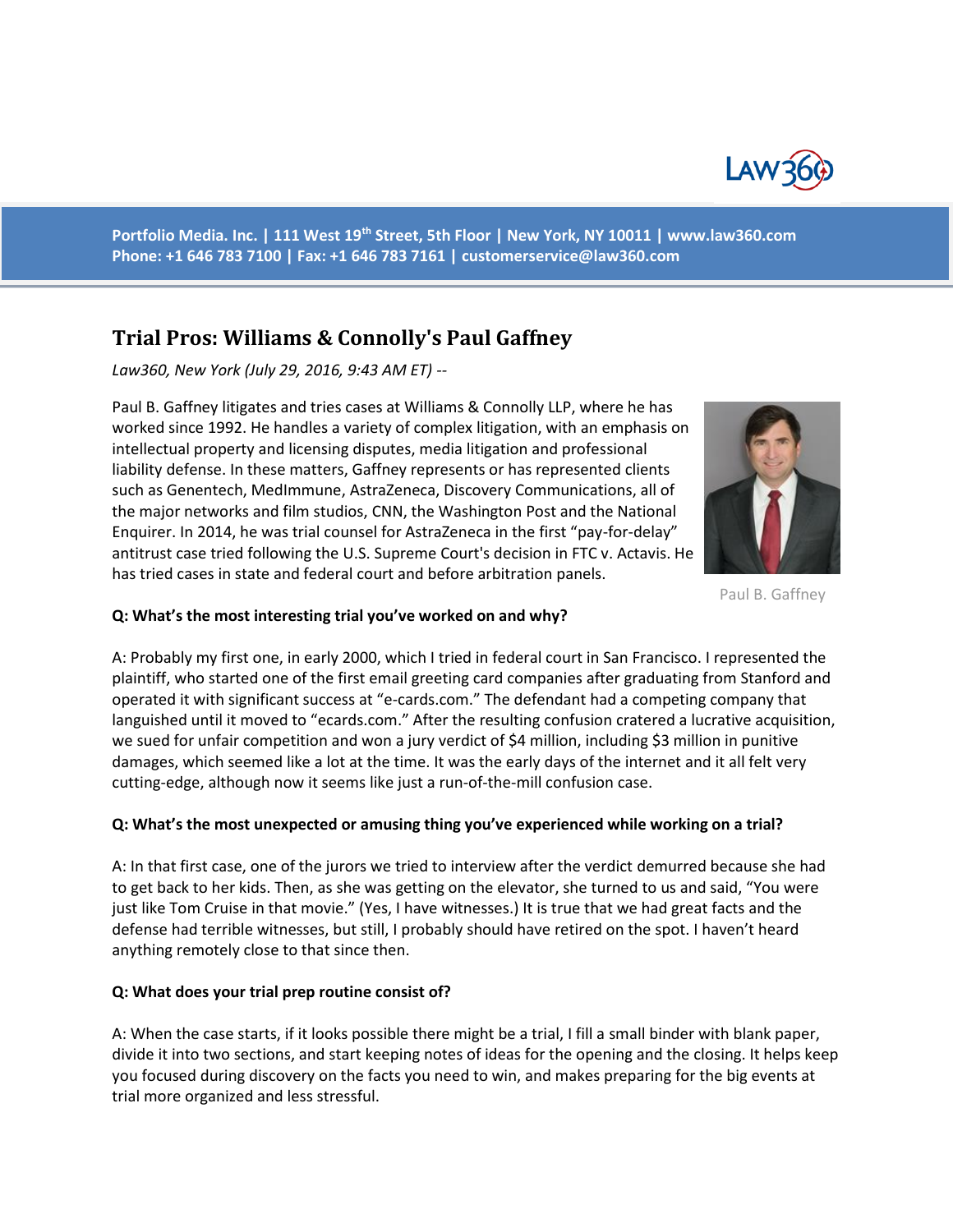Portfolio Media. Inc. | 111 West 19th Street, 5th Floor | New York, NY 10011 | www.law360.com
Phone: +1 646 783 7100 | Fax: +1 646 783 7161 | customerservice@law360.com

# Trial Pros: Williams & Connolly's Paul Gaffney

*Law360, New York (July 29, 2016, 9:43 AM ET) --*

Paul B. Gaffney litigates and tries cases at Williams & Connolly LLP, where he has worked since 1992. He handles a variety of complex litigation, with an emphasis on intellectual property and licensing disputes, media litigation and professional liability defense. In these matters, Gaffney represents or has represented clients such as Genentech, MedImmune, AstraZeneca, Discovery Communications, all of the major networks and film studios, CNN, the Washington Post and the National Enquirer. In 2014, he was trial counsel for AstraZeneca in the first "pay-for-delay" antitrust case tried following the U.S. Supreme Court's decision in FTC v. Actavis. He has tried cases in state and federal court and before arbitration panels.

Paul B. Gaffney

**Q: What's the most interesting trial you've worked on and why?**

A: Probably my first one, in early 2000, which I tried in federal court in San Francisco. I represented the plaintiff, who started one of the first email greeting card companies after graduating from Stanford and operated it with significant success at "e-cards.com." The defendant had a competing company that languished until it moved to "ecards.com." After the resulting confusion cratered a lucrative acquisition, we sued for unfair competition and won a jury verdict of $4 million, including $3 million in punitive damages, which seemed like a lot at the time. It was the early days of the internet and it all felt very cutting-edge, although now it seems like just a run-of-the-mill confusion case.

**Q: What's the most unexpected or amusing thing you've experienced while working on a trial?**

A: In that first case, one of the jurors we tried to interview after the verdict demurred because she had to get back to her kids. Then, as she was getting on the elevator, she turned to us and said, "You were just like Tom Cruise in that movie." (Yes, I have witnesses.) It is true that we had great facts and the defense had terrible witnesses, but still, I probably should have retired on the spot. I haven't heard anything remotely close to that since then.

**Q: What does your trial prep routine consist of?**

A: When the case starts, if it looks possible there might be a trial, I fill a small binder with blank paper, divide it into two sections, and start keeping notes of ideas for the opening and the closing. It helps keep you focused during discovery on the facts you need to win, and makes preparing for the big events at trial more organized and less stressful.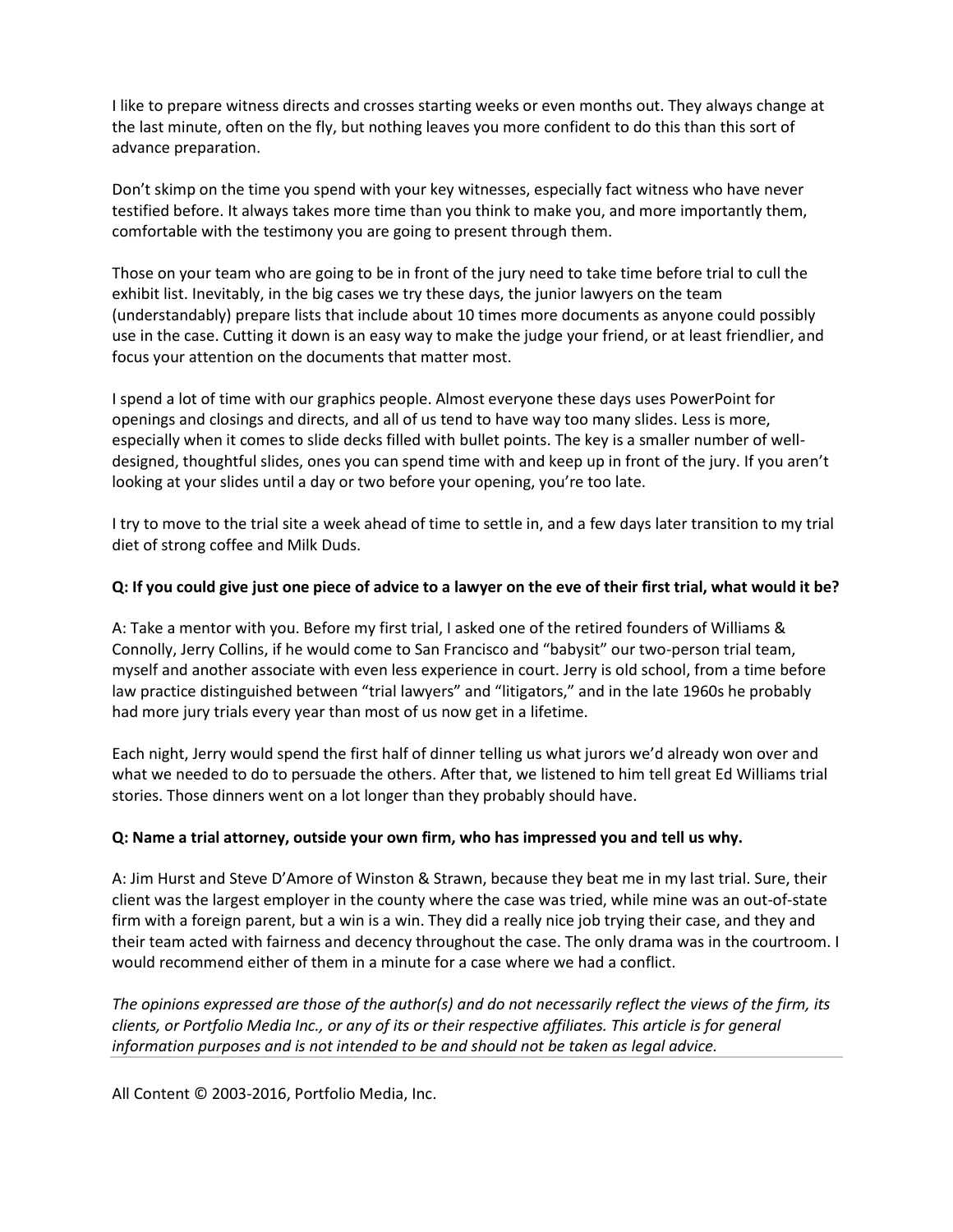I like to prepare witness directs and crosses starting weeks or even months out. They always change at the last minute, often on the fly, but nothing leaves you more confident to do this than this sort of advance preparation.

Don't skimp on the time you spend with your key witnesses, especially fact witness who have never testified before. It always takes more time than you think to make you, and more importantly them, comfortable with the testimony you are going to present through them.

Those on your team who are going to be in front of the jury need to take time before trial to cull the exhibit list. Inevitably, in the big cases we try these days, the junior lawyers on the team (understandably) prepare lists that include about 10 times more documents as anyone could possibly use in the case. Cutting it down is an easy way to make the judge your friend, or at least friendlier, and focus your attention on the documents that matter most.

I spend a lot of time with our graphics people. Almost everyone these days uses PowerPoint for openings and closings and directs, and all of us tend to have way too many slides. Less is more, especially when it comes to slide decks filled with bullet points. The key is a smaller number of well-designed, thoughtful slides, ones you can spend time with and keep up in front of the jury. If you aren't looking at your slides until a day or two before your opening, you're too late.

I try to move to the trial site a week ahead of time to settle in, and a few days later transition to my trial diet of strong coffee and Milk Duds.

**Q: If you could give just one piece of advice to a lawyer on the eve of their first trial, what would it be?**

A: Take a mentor with you. Before my first trial, I asked one of the retired founders of Williams & Connolly, Jerry Collins, if he would come to San Francisco and "babysit" our two-person trial team, myself and another associate with even less experience in court. Jerry is old school, from a time before law practice distinguished between "trial lawyers" and "litigators," and in the late 1960s he probably had more jury trials every year than most of us now get in a lifetime.

Each night, Jerry would spend the first half of dinner telling us what jurors we'd already won over and what we needed to do to persuade the others. After that, we listened to him tell great Ed Williams trial stories. Those dinners went on a lot longer than they probably should have.

**Q: Name a trial attorney, outside your own firm, who has impressed you and tell us why.**

A: Jim Hurst and Steve D'Amore of Winston & Strawn, because they beat me in my last trial. Sure, their client was the largest employer in the county where the case was tried, while mine was an out-of-state firm with a foreign parent, but a win is a win. They did a really nice job trying their case, and they and their team acted with fairness and decency throughout the case. The only drama was in the courtroom. I would recommend either of them in a minute for a case where we had a conflict.

*The opinions expressed are those of the author(s) and do not necessarily reflect the views of the firm, its clients, or Portfolio Media Inc., or any of its or their respective affiliates. This article is for general information purposes and is not intended to be and should not be taken as legal advice.*

All Content © 2003-2016, Portfolio Media, Inc.